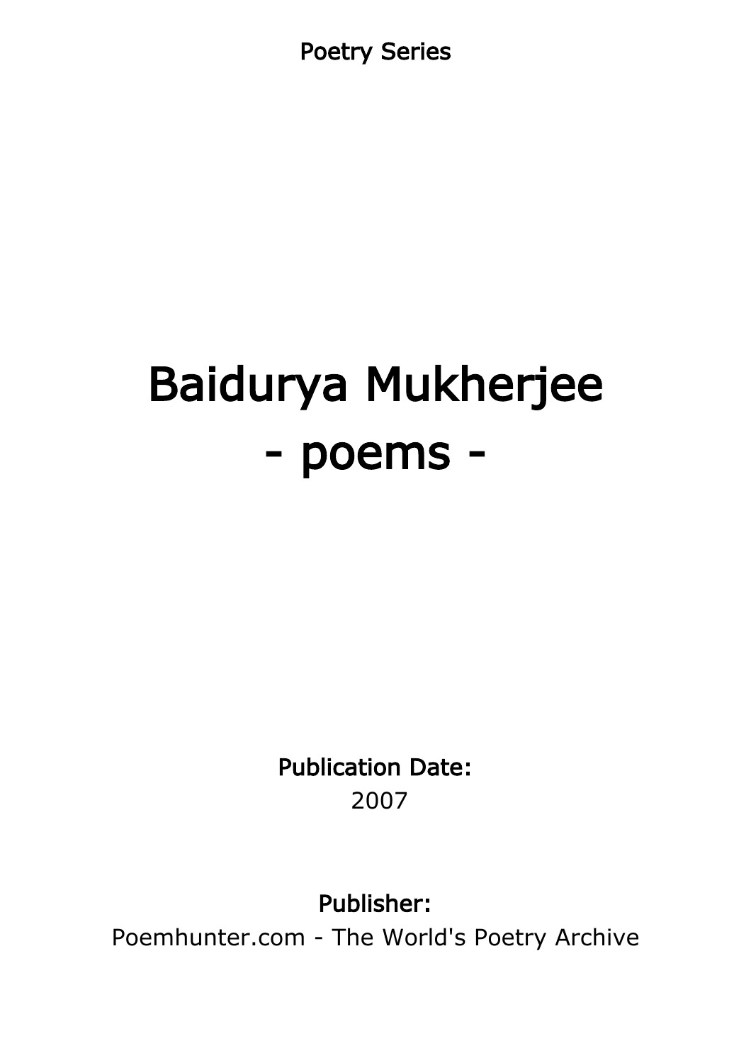Poetry Series

# Baidurya Mukherjee
# - poems -

**Publication Date:**
2007

**Publisher:**
Poemhunter.com - The World's Poetry Archive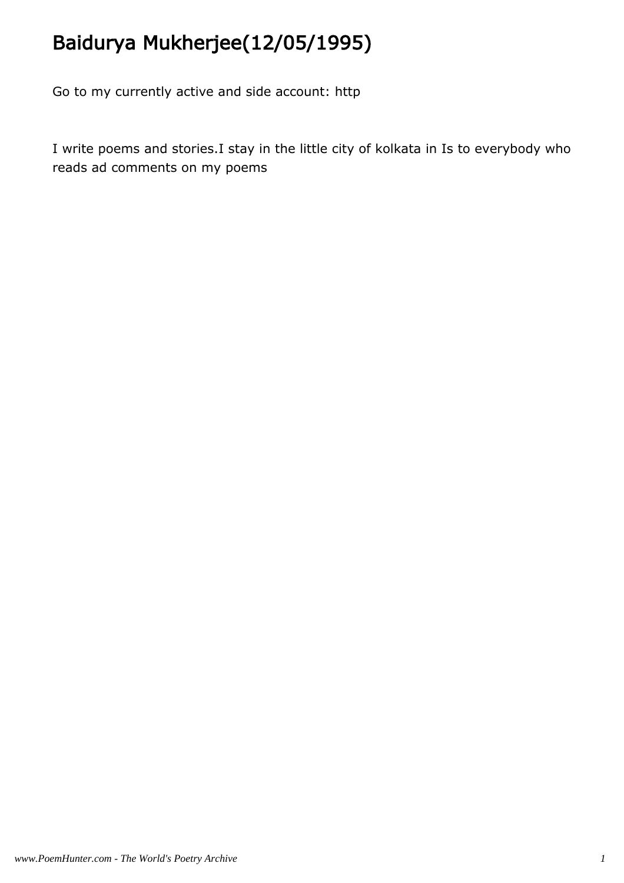# Baidurya Mukherjee(12/05/1995)

Go to my currently active and side account: http

I write poems and stories.I stay in the little city of kolkata in Is to everybody who reads ad comments on my poems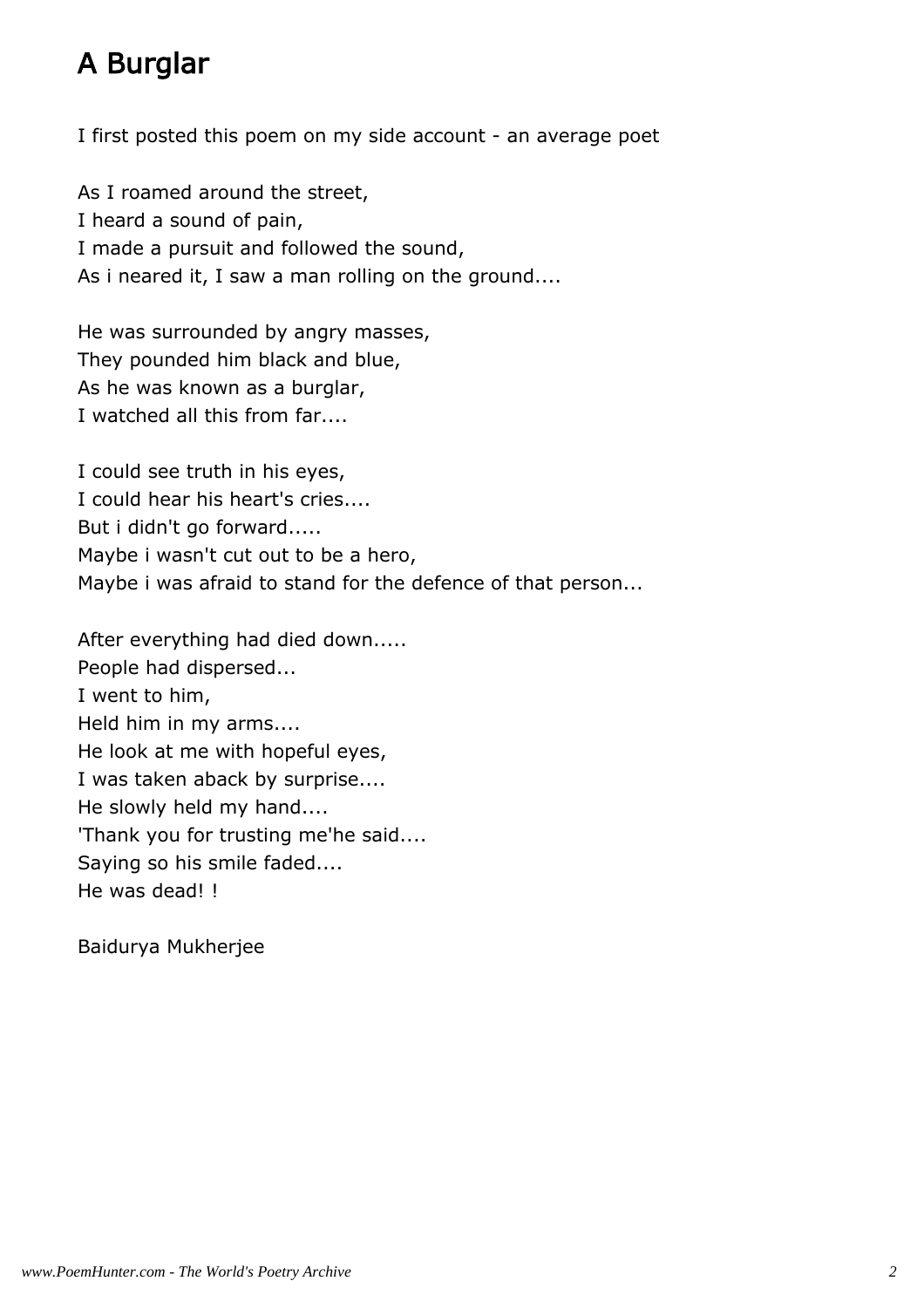# A Burglar

I first posted this poem on my side account - an average poet

As I roamed around the street,  
I heard a sound of pain,  
I made a pursuit and followed the sound,  
As i neared it, I saw a man rolling on the ground....

He was surrounded by angry masses,  
They pounded him black and blue,  
As he was known as a burglar,  
I watched all this from far....

I could see truth in his eyes,  
I could hear his heart's cries....  
But i didn't go forward.....  
Maybe i wasn't cut out to be a hero,  
Maybe i was afraid to stand for the defence of that person...

After everything had died down.....  
People had dispersed...  
I went to him,  
Held him in my arms....  
He look at me with hopeful eyes,  
I was taken aback by surprise....  
He slowly held my hand....  
'Thank you for trusting me'he said....  
Saying so his smile faded....  
He was dead! !

Baidurya Mukherjee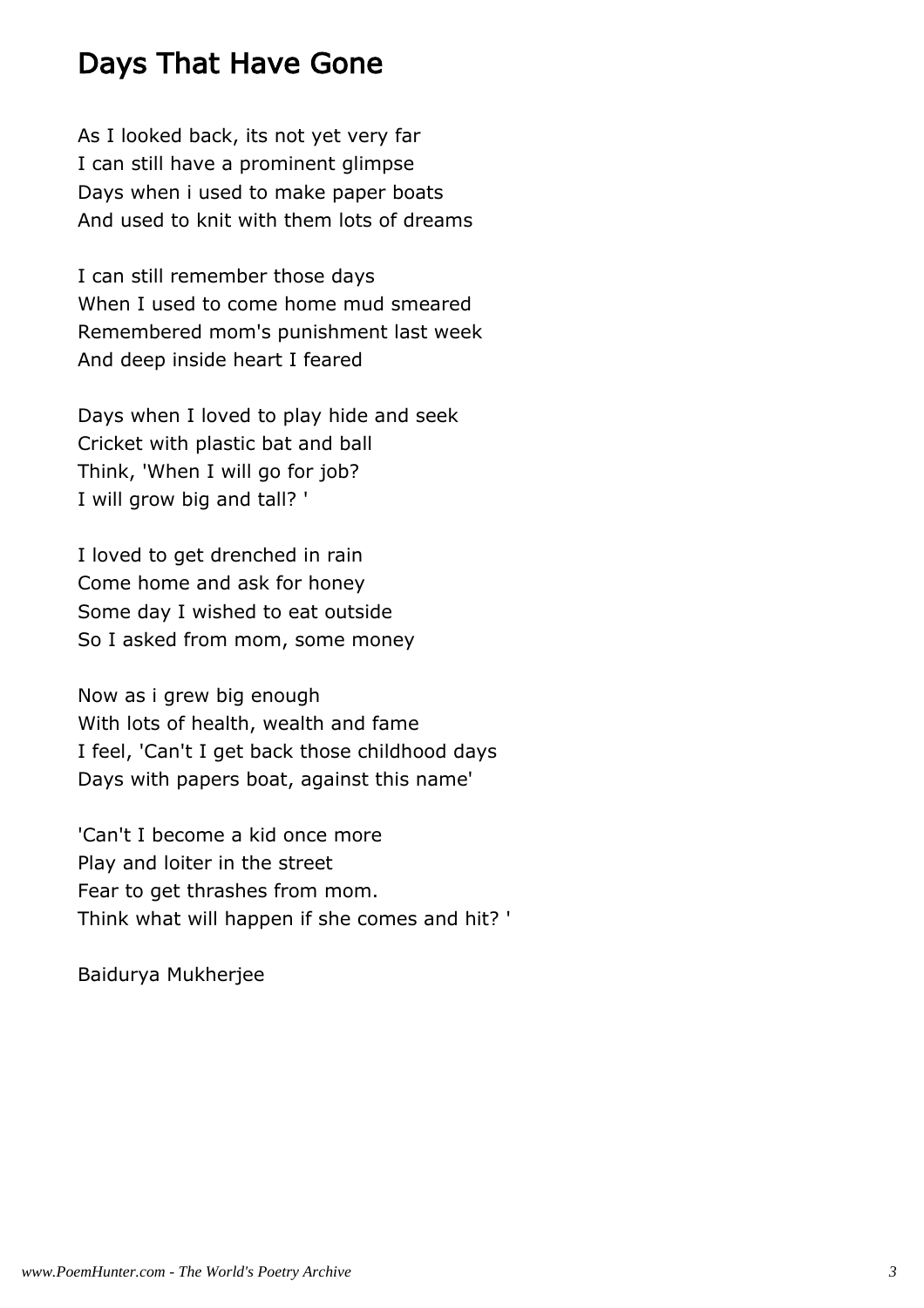# Days That Have Gone

As I looked back, its not yet very far
I can still have a prominent glimpse
Days when i used to make paper boats
And used to knit with them lots of dreams

I can still remember those days
When I used to come home mud smeared
Remembered mom's punishment last week
And deep inside heart I feared

Days when I loved to play hide and seek
Cricket with plastic bat and ball
Think, 'When I will go for job?
I will grow big and tall? '

I loved to get drenched in rain
Come home and ask for honey
Some day I wished to eat outside
So I asked from mom, some money

Now as i grew big enough
With lots of health, wealth and fame
I feel, 'Can't I get back those childhood days
Days with papers boat, against this name'

'Can't I become a kid once more
Play and loiter in the street
Fear to get thrashes from mom.
Think what will happen if she comes and hit? '

Baidurya Mukherjee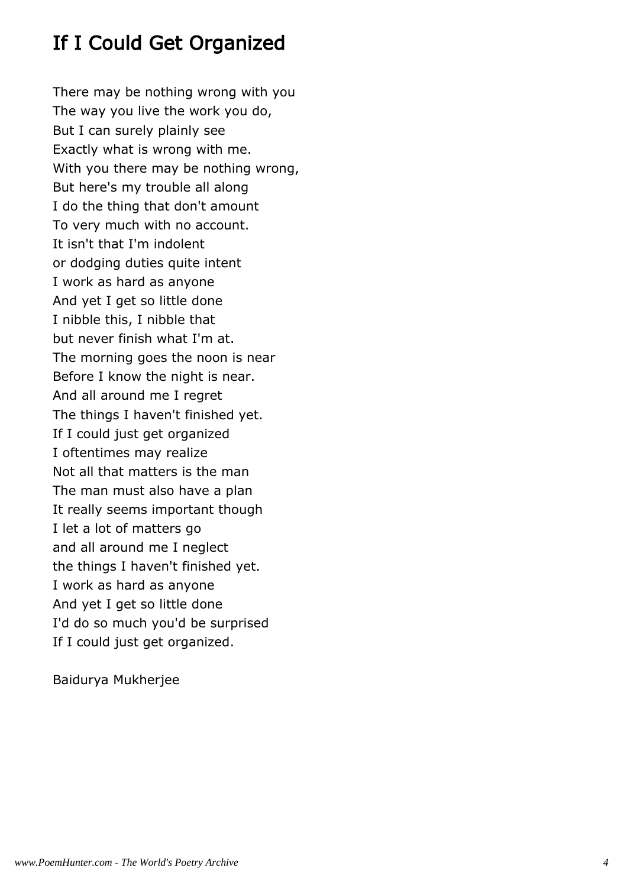# If I Could Get Organized

There may be nothing wrong with you  
The way you live the work you do,  
But I can surely plainly see  
Exactly what is wrong with me.  
With you there may be nothing wrong,  
But here's my trouble all along  
I do the thing that don't amount  
To very much with no account.  
It isn't that I'm indolent  
or dodging duties quite intent  
I work as hard as anyone  
And yet I get so little done  
I nibble this, I nibble that  
but never finish what I'm at.  
The morning goes the noon is near  
Before I know the night is near.  
And all around me I regret  
The things I haven't finished yet.  
If I could just get organized  
I oftentimes may realize  
Not all that matters is the man  
The man must also have a plan  
It really seems important though  
I let a lot of matters go  
and all around me I neglect  
the things I haven't finished yet.  
I work as hard as anyone  
And yet I get so little done  
I'd do so much you'd be surprised  
If I could just get organized.

Baidurya Mukherjee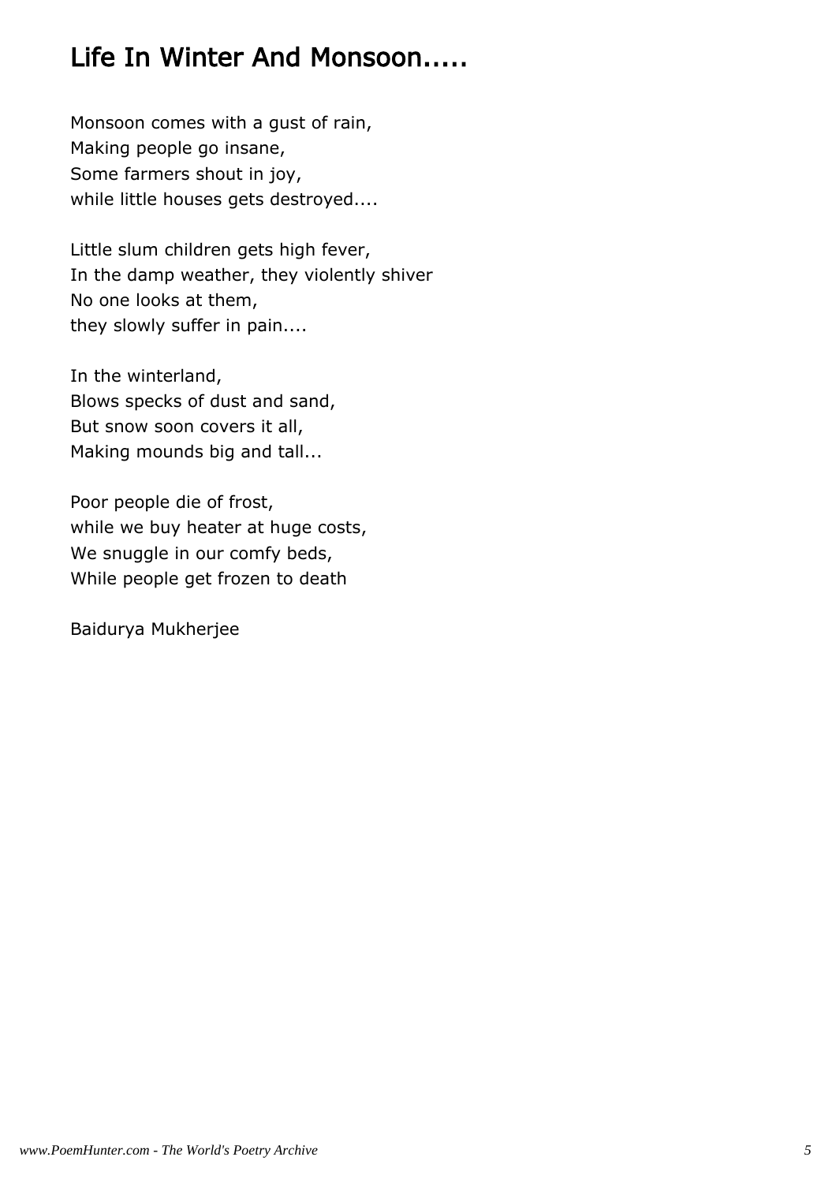# Life In Winter And Monsoon.....

Monsoon comes with a gust of rain,
Making people go insane,
Some farmers shout in joy,
while little houses gets destroyed....

Little slum children gets high fever,
In the damp weather, they violently shiver
No one looks at them,
they slowly suffer in pain....

In the winterland,
Blows specks of dust and sand,
But snow soon covers it all,
Making mounds big and tall...

Poor people die of frost,
while we buy heater at huge costs,
We snuggle in our comfy beds,
While people get frozen to death

Baidurya Mukherjee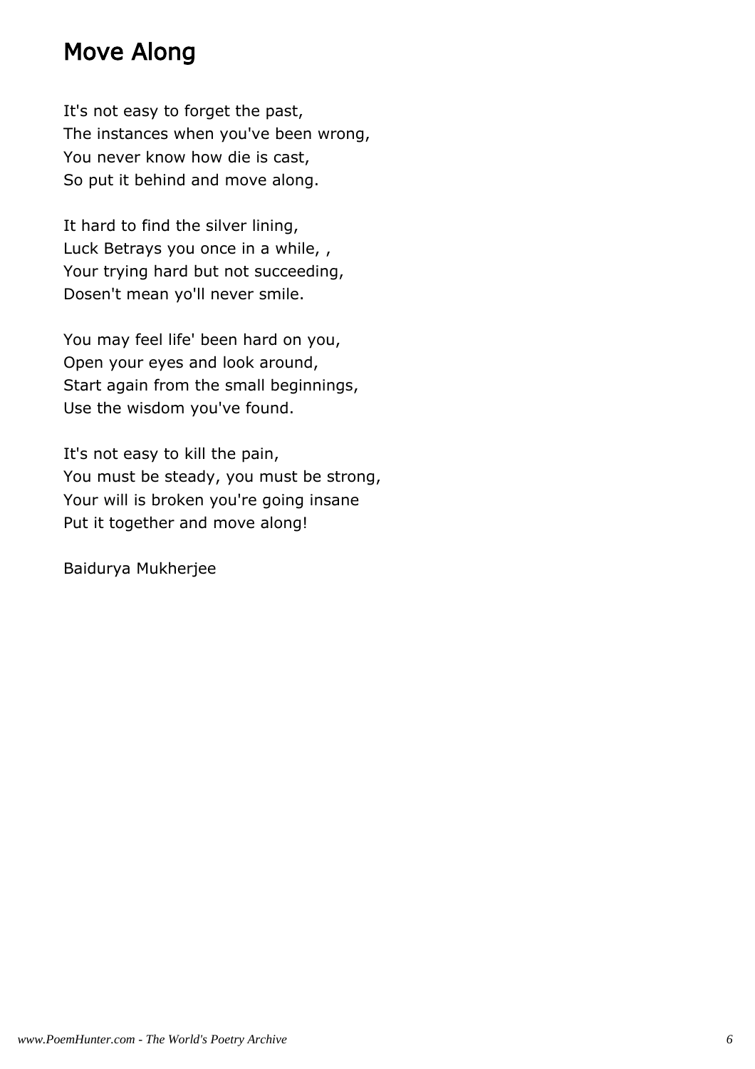# Move Along

It's not easy to forget the past,
The instances when you've been wrong,
You never know how die is cast,
So put it behind and move along.

It hard to find the silver lining,
Luck Betrays you once in a while, ,
Your trying hard but not succeeding,
Dosen't mean yo'll never smile.

You may feel life' been hard on you,
Open your eyes and look around,
Start again from the small beginnings,
Use the wisdom you've found.

It's not easy to kill the pain,
You must be steady, you must be strong,
Your will is broken you're going insane
Put it together and move along!

Baidurya Mukherjee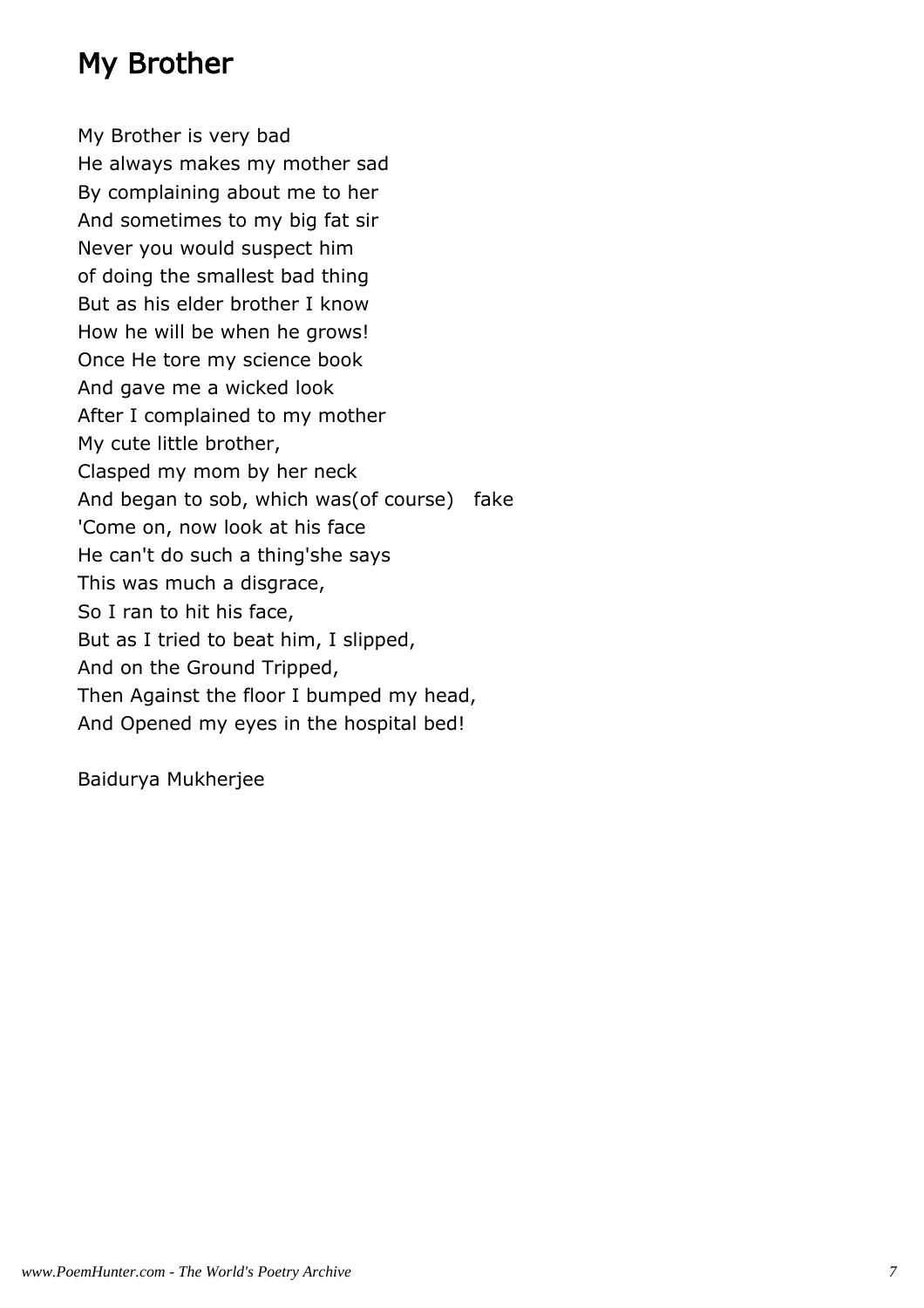# My Brother

My Brother is very bad  
He always makes my mother sad  
By complaining about me to her  
And sometimes to my big fat sir  
Never you would suspect him  
of doing the smallest bad thing  
But as his elder brother I know  
How he will be when he grows!  
Once He tore my science book  
And gave me a wicked look  
After I complained to my mother  
My cute little brother,  
Clasped my mom by her neck  
And began to sob, which was(of course)   fake  
'Come on, now look at his face  
He can't do such a thing'she says  
This was much a disgrace,  
So I ran to hit his face,  
But as I tried to beat him, I slipped,  
And on the Ground Tripped,  
Then Against the floor I bumped my head,  
And Opened my eyes in the hospital bed!

Baidurya Mukherjee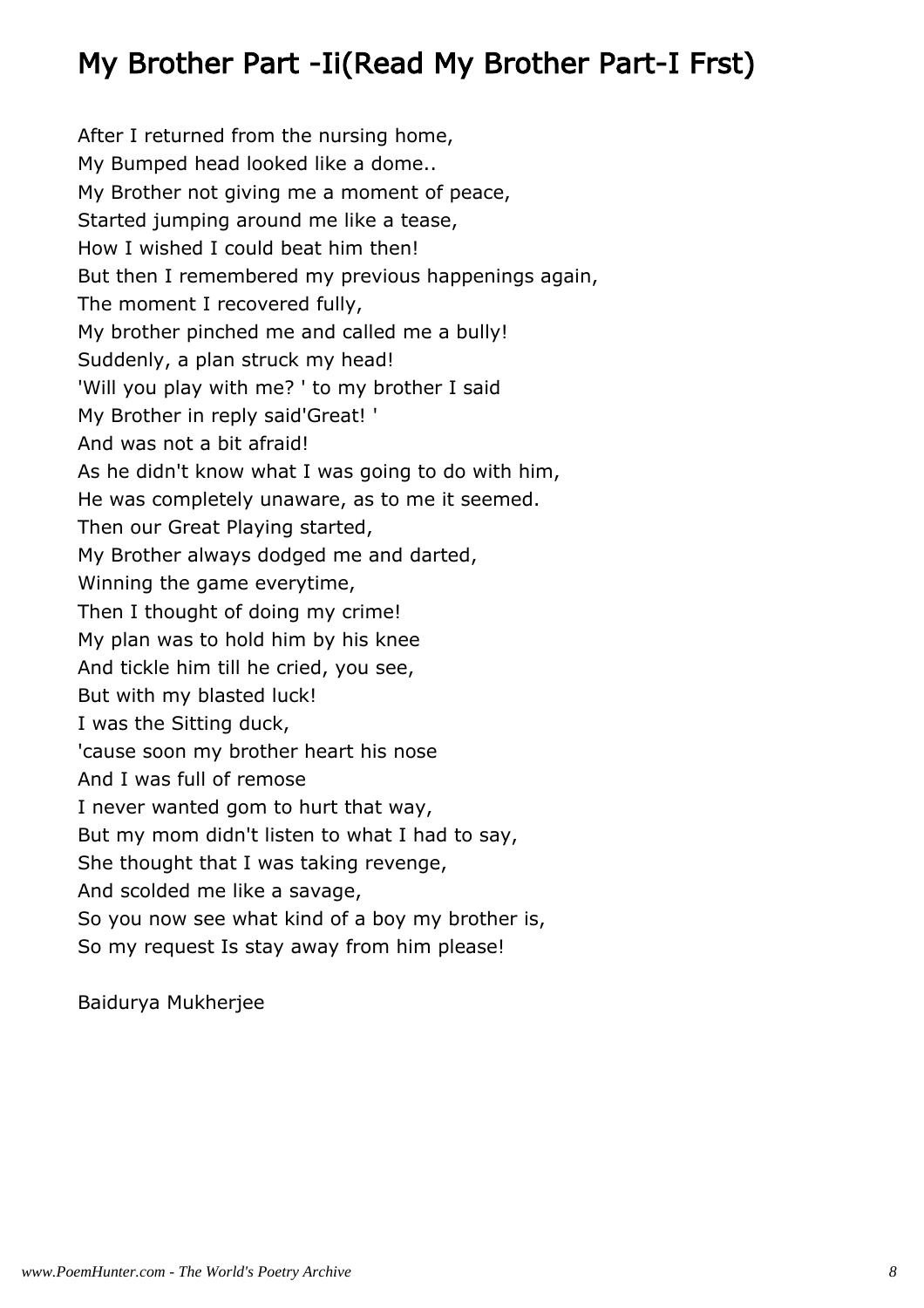# My Brother Part -Ii(Read My Brother Part-I Frst)

After I returned from the nursing home,  
My Bumped head looked like a dome..  
My Brother not giving me a moment of peace,  
Started jumping around me like a tease,  
How I wished I could beat him then!  
But then I remembered my previous happenings again,  
The moment I recovered fully,  
My brother pinched me and called me a bully!  
Suddenly, a plan struck my head!  
'Will you play with me? ' to my brother I said  
My Brother in reply said'Great! '  
And was not a bit afraid!  
As he didn't know what I was going to do with him,  
He was completely unaware, as to me it seemed.  
Then our Great Playing started,  
My Brother always dodged me and darted,  
Winning the game everytime,  
Then I thought of doing my crime!  
My plan was to hold him by his knee  
And tickle him till he cried, you see,  
But with my blasted luck!  
I was the Sitting duck,  
'cause soon my brother heart his nose  
And I was full of remose  
I never wanted gom to hurt that way,  
But my mom didn't listen to what I had to say,  
She thought that I was taking revenge,  
And scolded me like a savage,  
So you now see what kind of a boy my brother is,  
So my request Is stay away from him please!

Baidurya Mukherjee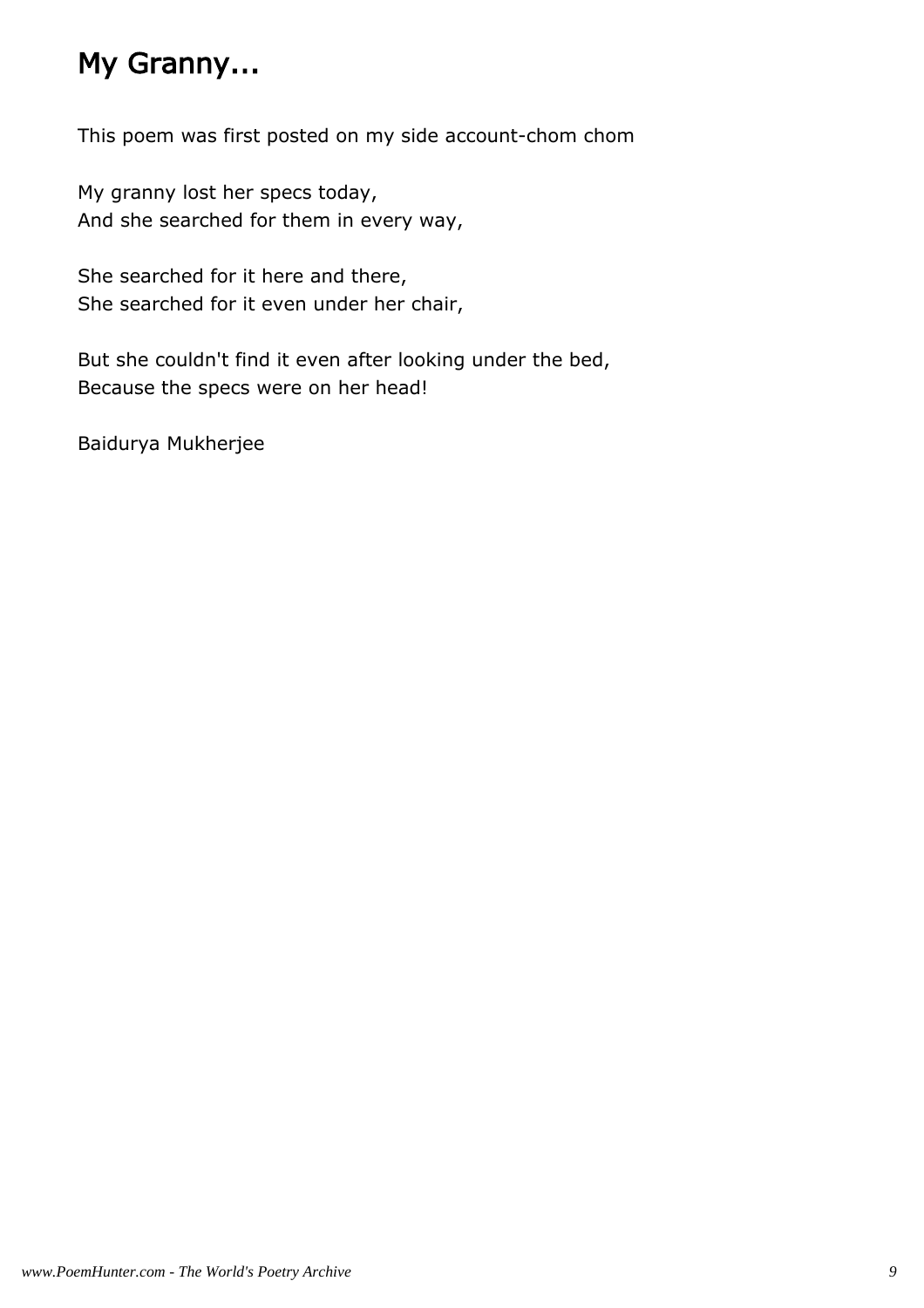# My Granny...

This poem was first posted on my side account-chom chom

My granny lost her specs today,
And she searched for them in every way,

She searched for it here and there,
She searched for it even under her chair,

But she couldn't find it even after looking under the bed,
Because the specs were on her head!

Baidurya Mukherjee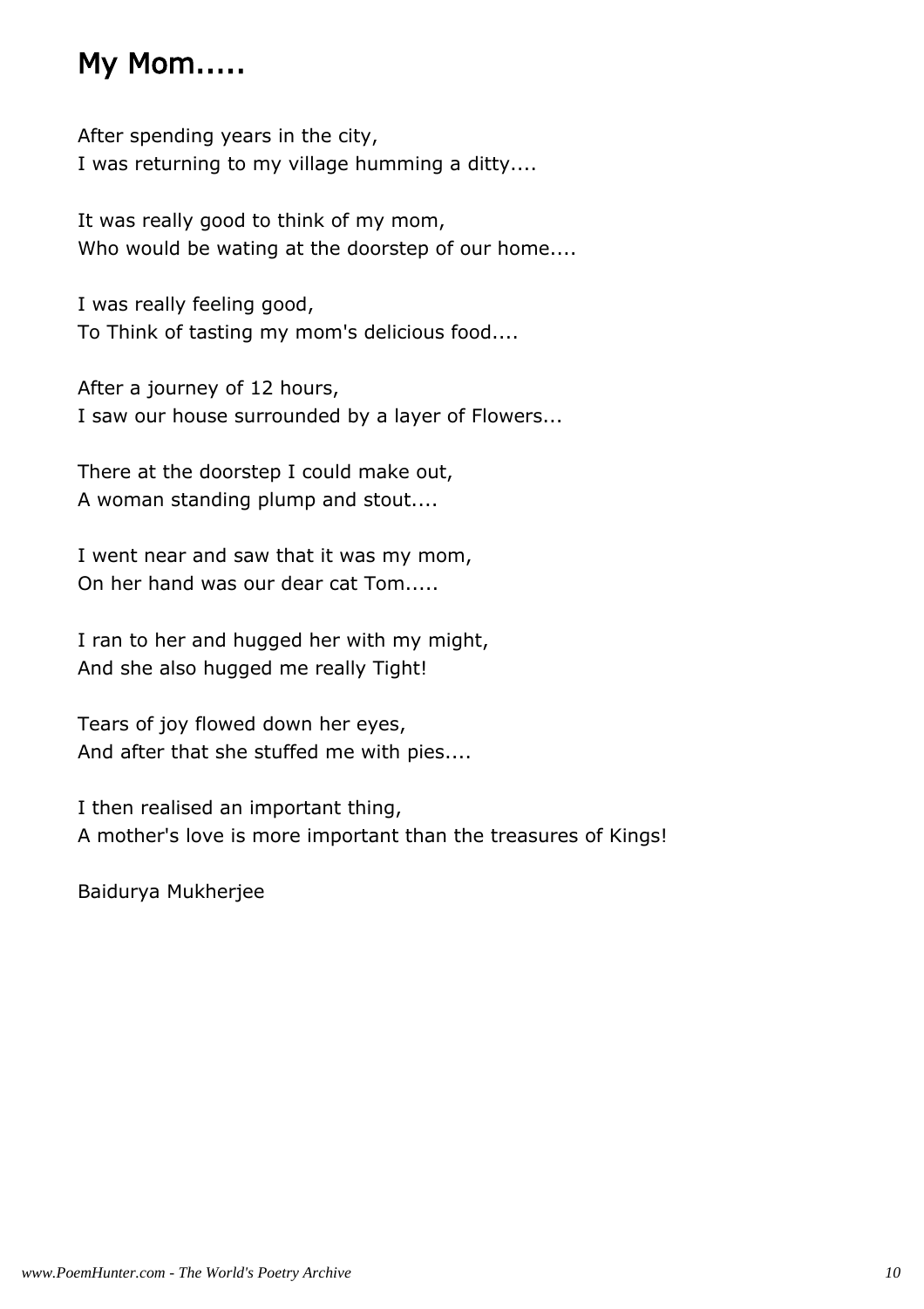## My Mom.....

After spending years in the city,  
I was returning to my village humming a ditty....

It was really good to think of my mom,  
Who would be wating at the doorstep of our home....

I was really feeling good,  
To Think of tasting my mom's delicious food....

After a journey of 12 hours,  
I saw our house surrounded by a layer of Flowers...

There at the doorstep I could make out,  
A woman standing plump and stout....

I went near and saw that it was my mom,  
On her hand was our dear cat Tom.....

I ran to her and hugged her with my might,  
And she also hugged me really Tight!

Tears of joy flowed down her eyes,  
And after that she stuffed me with pies....

I then realised an important thing,  
A mother's love is more important than the treasures of Kings!

Baidurya Mukherjee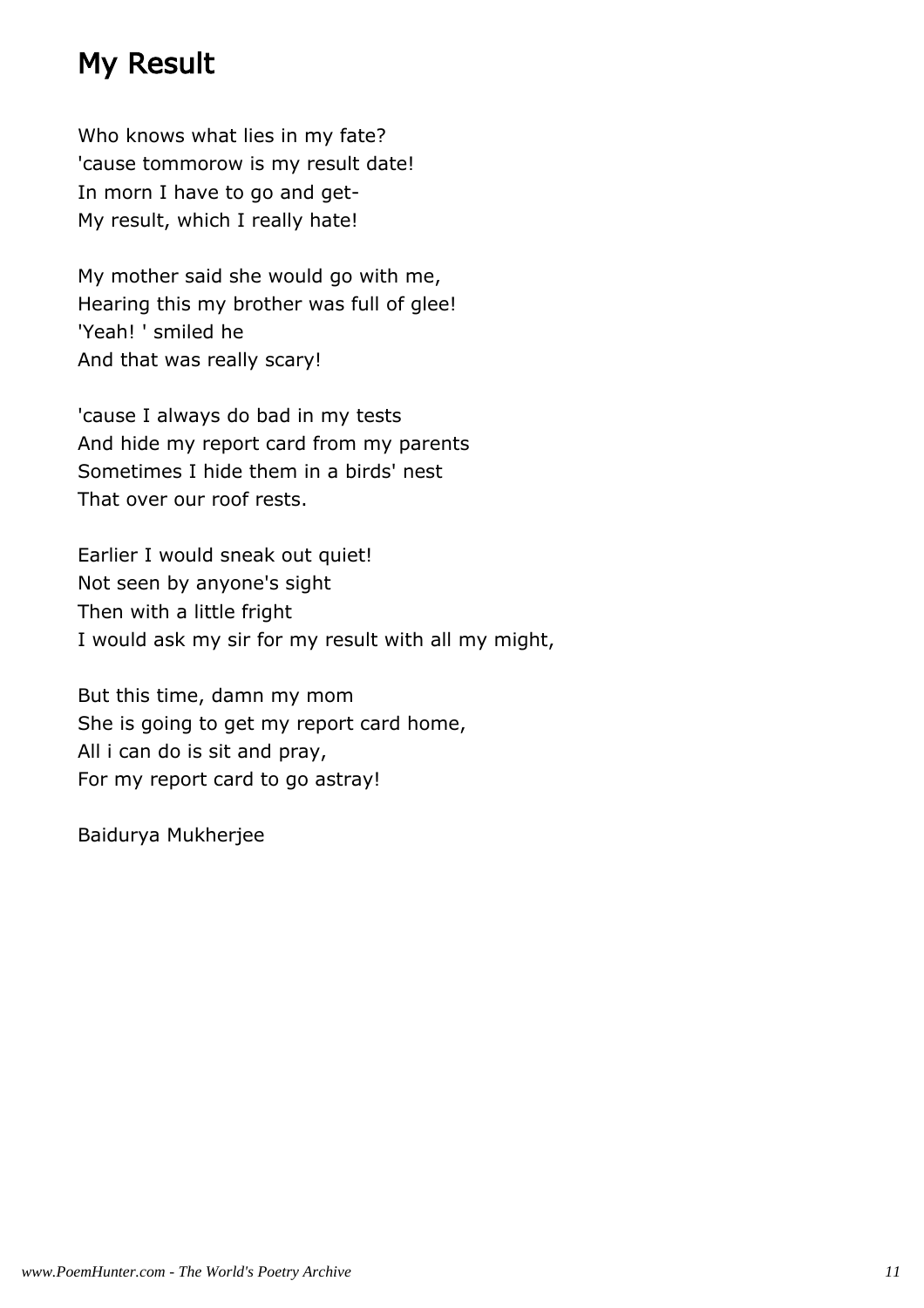# My Result

Who knows what lies in my fate?
'cause tommorow is my result date!
In morn I have to go and get-
My result, which I really hate!

My mother said she would go with me,
Hearing this my brother was full of glee!
'Yeah! ' smiled he
And that was really scary!

'cause I always do bad in my tests
And hide my report card from my parents
Sometimes I hide them in a birds' nest
That over our roof rests.

Earlier I would sneak out quiet!
Not seen by anyone's sight
Then with a little fright
I would ask my sir for my result with all my might,

But this time, damn my mom
She is going to get my report card home,
All i can do is sit and pray,
For my report card to go astray!

Baidurya Mukherjee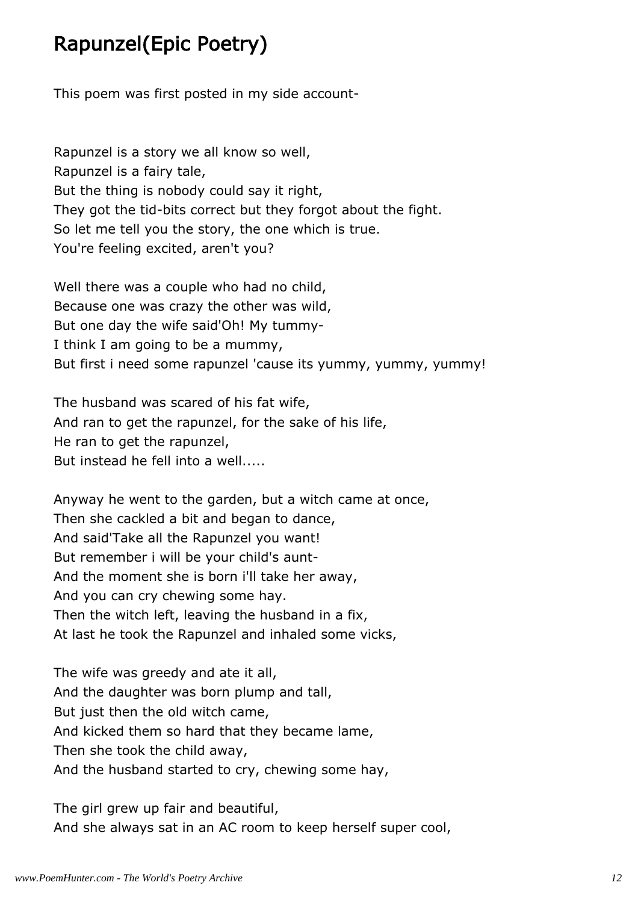# Rapunzel(Epic Poetry)

This poem was first posted in my side account-

Rapunzel is a story we all know so well,
Rapunzel is a fairy tale,
But the thing is nobody could say it right,
They got the tid-bits correct but they forgot about the fight.
So let me tell you the story, the one which is true.
You're feeling excited, aren't you?

Well there was a couple who had no child,
Because one was crazy the other was wild,
But one day the wife said'Oh! My tummy-
I think I am going to be a mummy,
But first i need some rapunzel 'cause its yummy, yummy, yummy!

The husband was scared of his fat wife,
And ran to get the rapunzel, for the sake of his life,
He ran to get the rapunzel,
But instead he fell into a well.....

Anyway he went to the garden, but a witch came at once,
Then she cackled a bit and began to dance,
And said'Take all the Rapunzel you want!
But remember i will be your child's aunt-
And the moment she is born i'll take her away,
And you can cry chewing some hay.
Then the witch left, leaving the husband in a fix,
At last he took the Rapunzel and inhaled some vicks,

The wife was greedy and ate it all,
And the daughter was born plump and tall,
But just then the old witch came,
And kicked them so hard that they became lame,
Then she took the child away,
And the husband started to cry, chewing some hay,

The girl grew up fair and beautiful,
And she always sat in an AC room to keep herself super cool,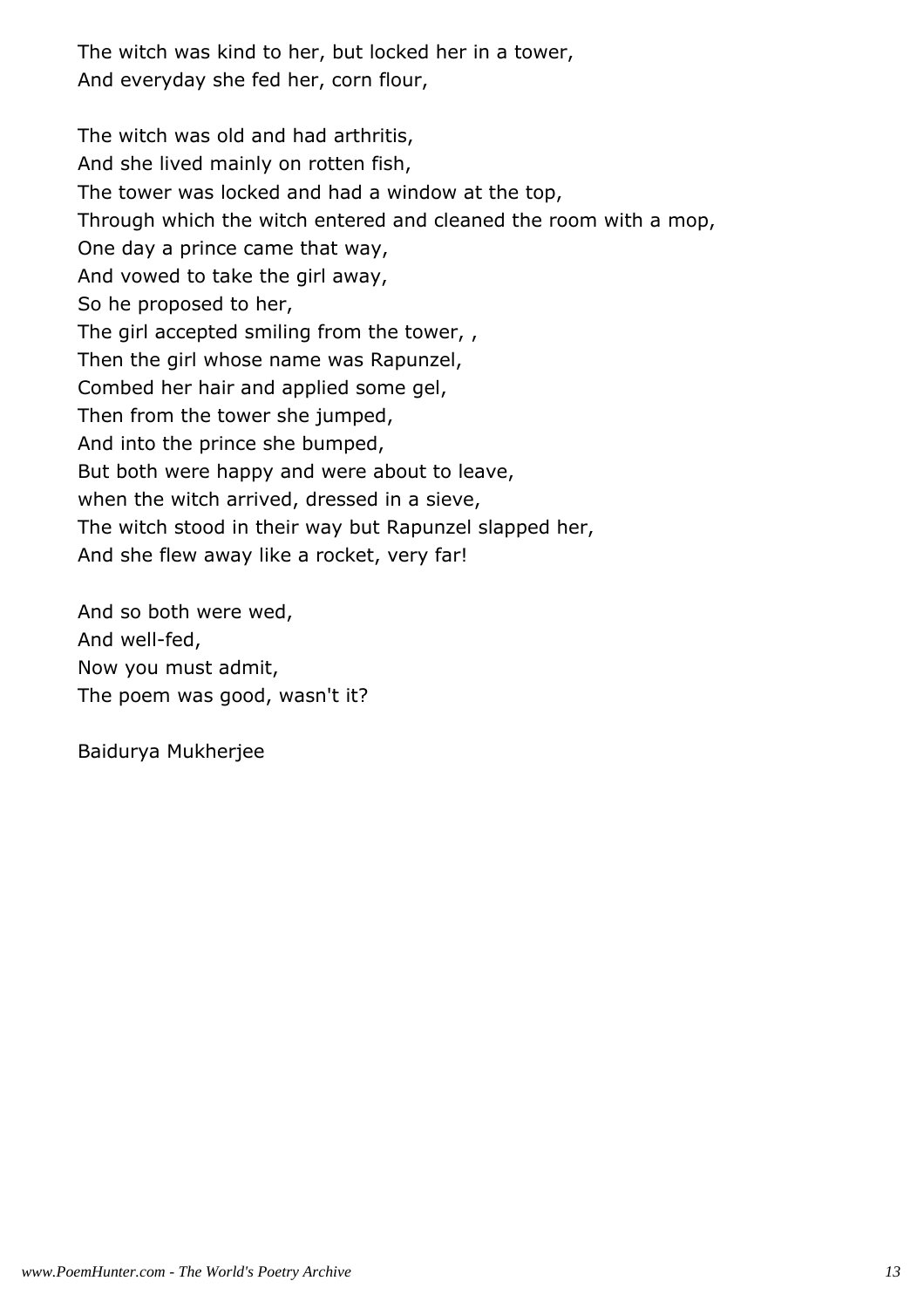The witch was kind to her, but locked her in a tower,
And everyday she fed her, corn flour,

The witch was old and had arthritis,
And she lived mainly on rotten fish,
The tower was locked and had a window at the top,
Through which the witch entered and cleaned the room with a mop,
One day a prince came that way,
And vowed to take the girl away,
So he proposed to her,
The girl accepted smiling from the tower, ,
Then the girl whose name was Rapunzel,
Combed her hair and applied some gel,
Then from the tower she jumped,
And into the prince she bumped,
But both were happy and were about to leave,
when the witch arrived, dressed in a sieve,
The witch stood in their way but Rapunzel slapped her,
And she flew away like a rocket, very far!

And so both were wed,
And well-fed,
Now you must admit,
The poem was good, wasn't it?

Baidurya Mukherjee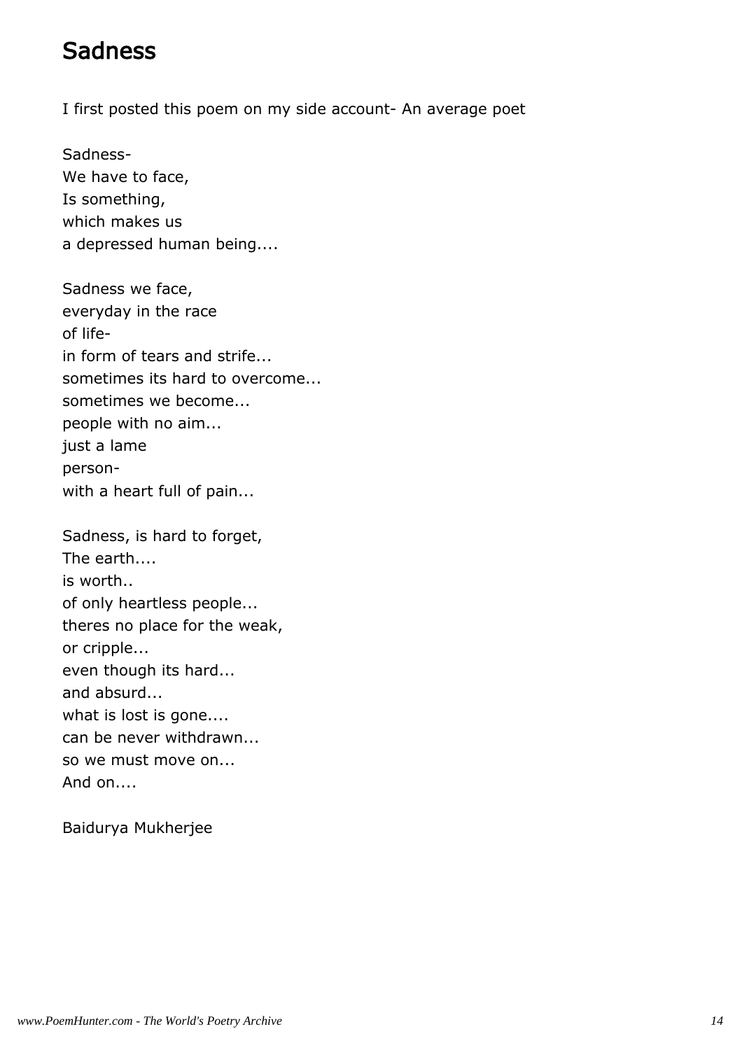# Sadness

I first posted this poem on my side account- An average poet

Sadness-  
We have to face,  
Is something,  
which makes us  
a depressed human being....

Sadness we face,  
everyday in the race  
of life-  
in form of tears and strife...  
sometimes its hard to overcome...  
sometimes we become...  
people with no aim...  
just a lame  
person-  
with a heart full of pain...

Sadness, is hard to forget,  
The earth....  
is worth..  
of only heartless people...  
theres no place for the weak,  
or cripple...  
even though its hard...  
and absurd...  
what is lost is gone....  
can be never withdrawn...  
so we must move on...  
And on....

Baidurya Mukherjee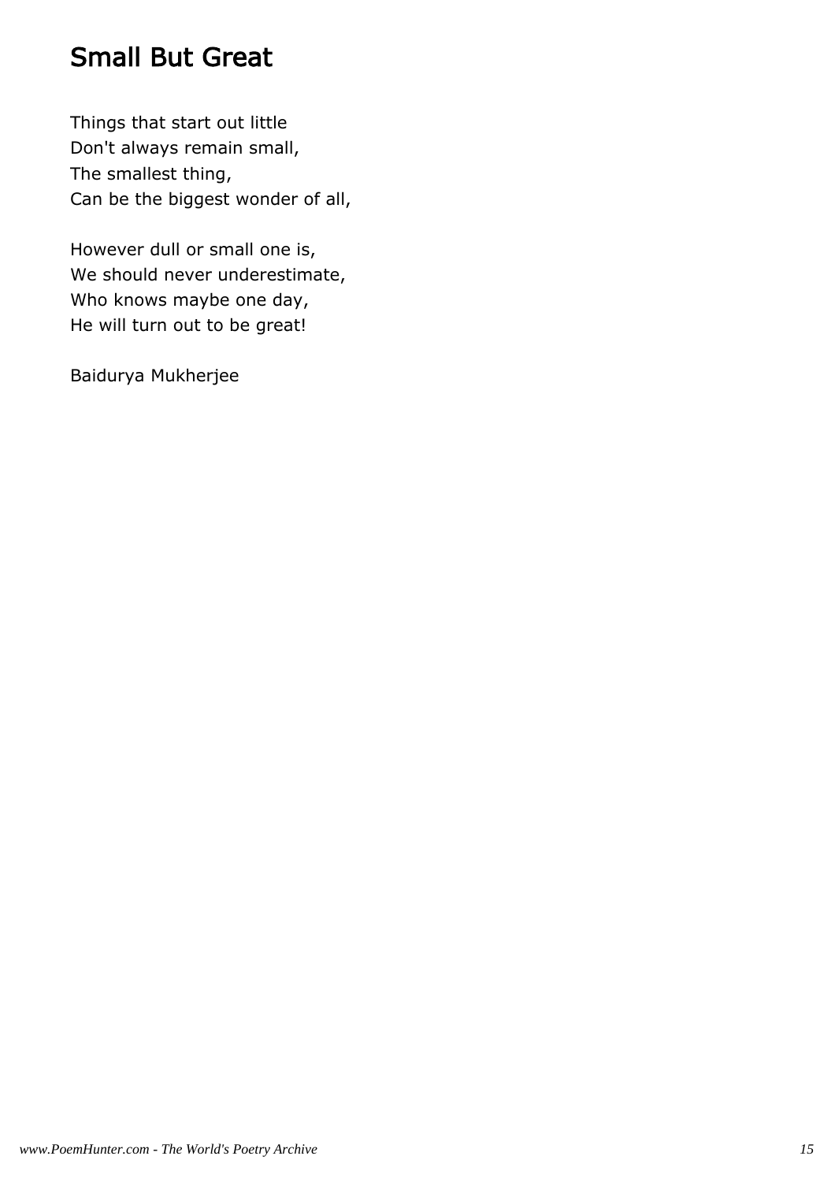# Small But Great

Things that start out little
Don't always remain small,
The smallest thing,
Can be the biggest wonder of all,

However dull or small one is,
We should never underestimate,
Who knows maybe one day,
He will turn out to be great!

Baidurya Mukherjee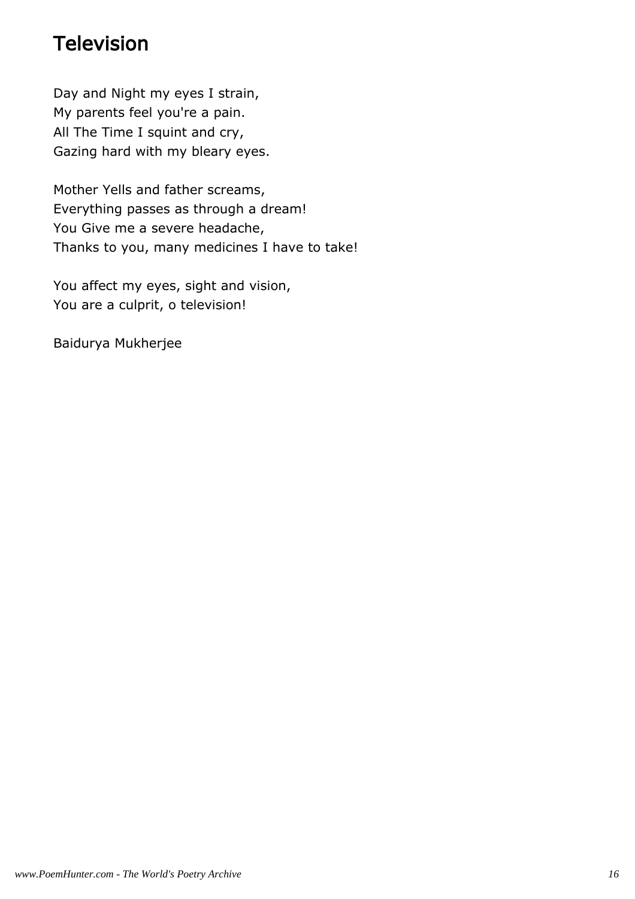# Television

Day and Night my eyes I strain,
My parents feel you're a pain.
All The Time I squint and cry,
Gazing hard with my bleary eyes.

Mother Yells and father screams,
Everything passes as through a dream!
You Give me a severe headache,
Thanks to you, many medicines I have to take!

You affect my eyes, sight and vision,
You are a culprit, o television!

Baidurya Mukherjee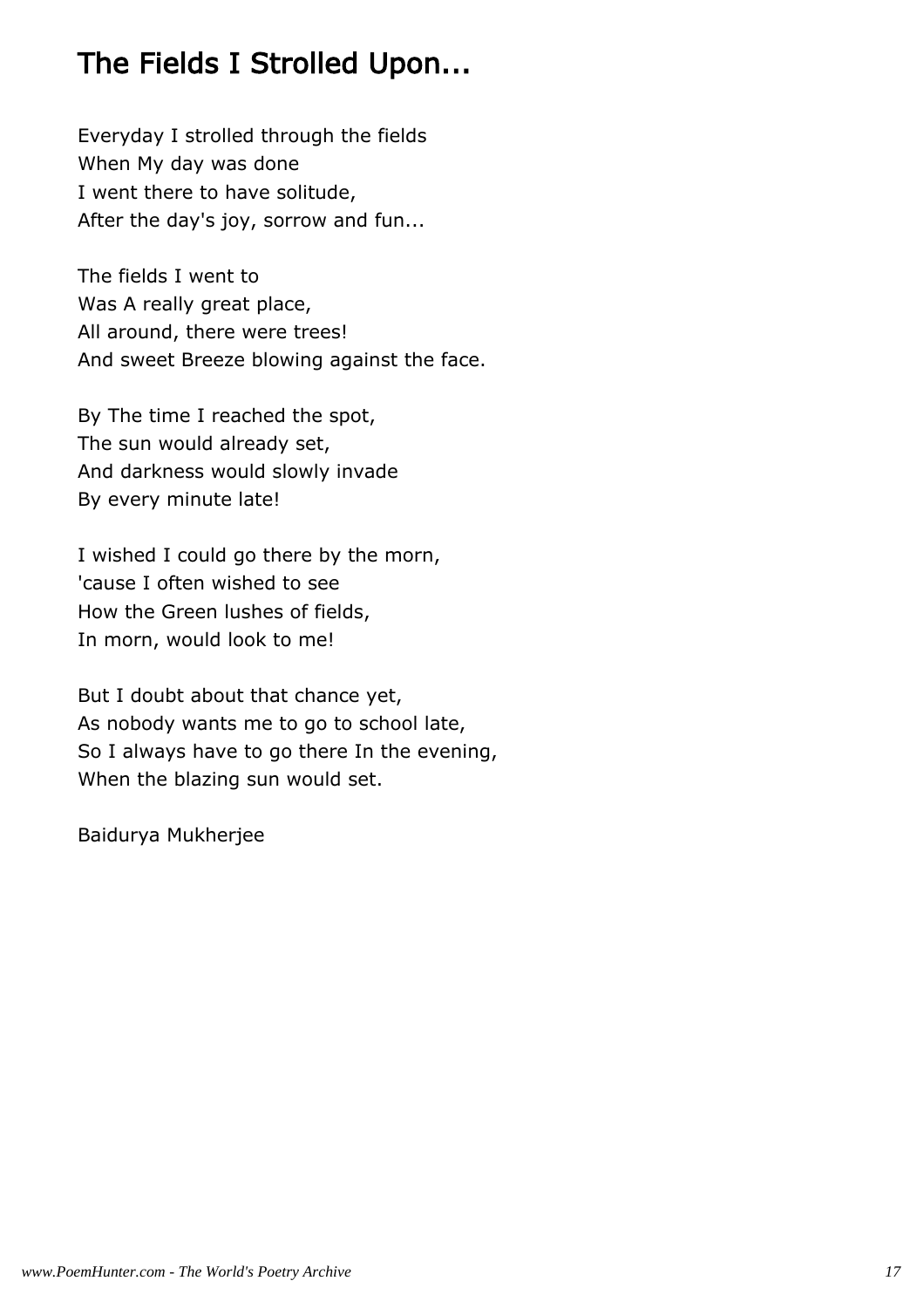# The Fields I Strolled Upon...

Everyday I strolled through the fields  
When My day was done  
I went there to have solitude,  
After the day's joy, sorrow and fun...

The fields I went to  
Was A really great place,  
All around, there were trees!  
And sweet Breeze blowing against the face.

By The time I reached the spot,  
The sun would already set,  
And darkness would slowly invade  
By every minute late!

I wished I could go there by the morn,  
'cause I often wished to see  
How the Green lushes of fields,  
In morn, would look to me!

But I doubt about that chance yet,  
As nobody wants me to go to school late,  
So I always have to go there In the evening,  
When the blazing sun would set.

Baidurya Mukherjee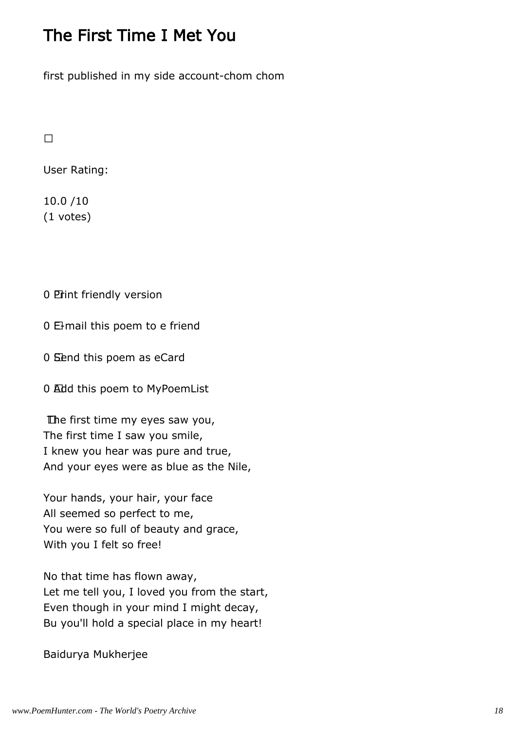# The First Time I Met You

first published in my side account-chom chom

□

User Rating:

10.0 /10
(1 votes)

0 Print friendly version

0 E-mail this poem to e friend

0 Send this poem as eCard

0 Add this poem to MyPoemList

The first time my eyes saw you,
The first time I saw you smile,
I knew you hear was pure and true,
And your eyes were as blue as the Nile,

Your hands, your hair, your face
All seemed so perfect to me,
You were so full of beauty and grace,
With you I felt so free!

No that time has flown away,
Let me tell you, I loved you from the start,
Even though in your mind I might decay,
Bu you'll hold a special place in my heart!

Baidurya Mukherjee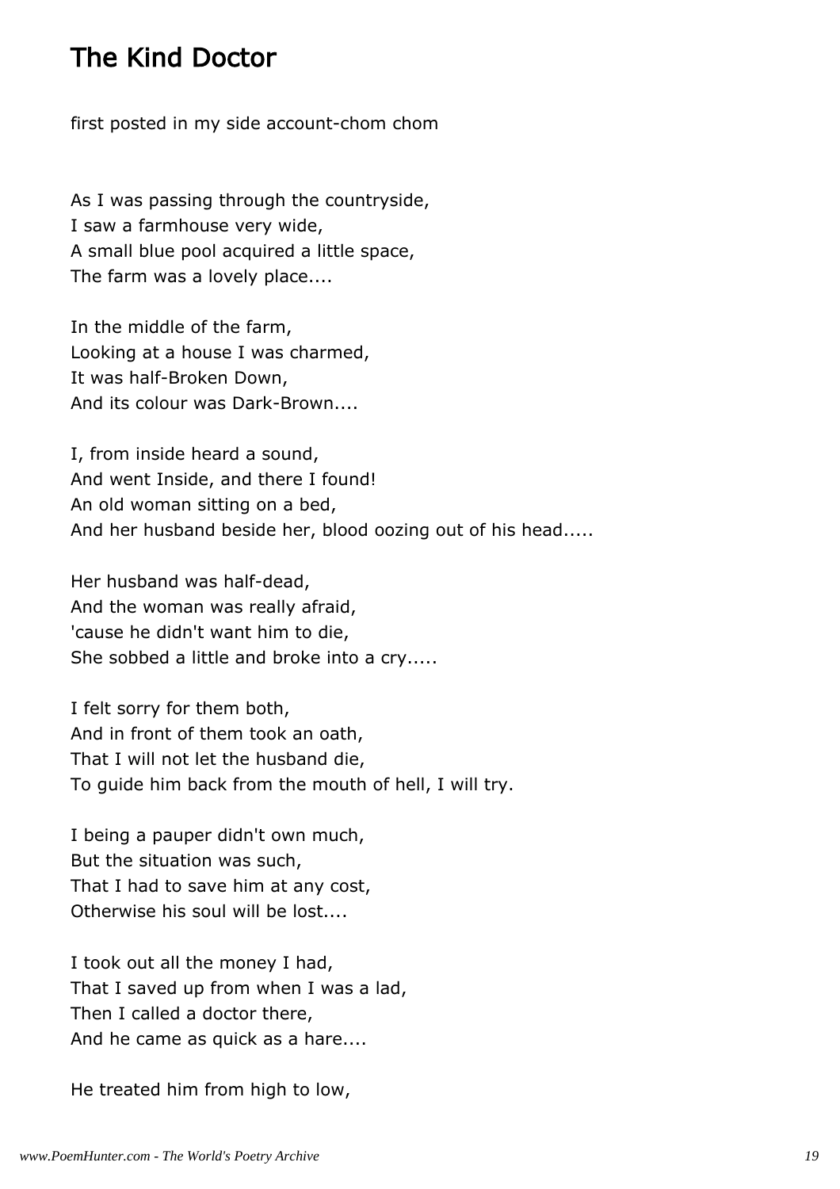## The Kind Doctor

first posted in my side account-chom chom

As I was passing through the countryside,
I saw a farmhouse very wide,
A small blue pool acquired a little space,
The farm was a lovely place....

In the middle of the farm,
Looking at a house I was charmed,
It was half-Broken Down,
And its colour was Dark-Brown....

I, from inside heard a sound,
And went Inside, and there I found!
An old woman sitting on a bed,
And her husband beside her, blood oozing out of his head.....

Her husband was half-dead,
And the woman was really afraid,
'cause he didn't want him to die,
She sobbed a little and broke into a cry.....

I felt sorry for them both,
And in front of them took an oath,
That I will not let the husband die,
To guide him back from the mouth of hell, I will try.

I being a pauper didn't own much,
But the situation was such,
That I had to save him at any cost,
Otherwise his soul will be lost....

I took out all the money I had,
That I saved up from when I was a lad,
Then I called a doctor there,
And he came as quick as a hare....

He treated him from high to low,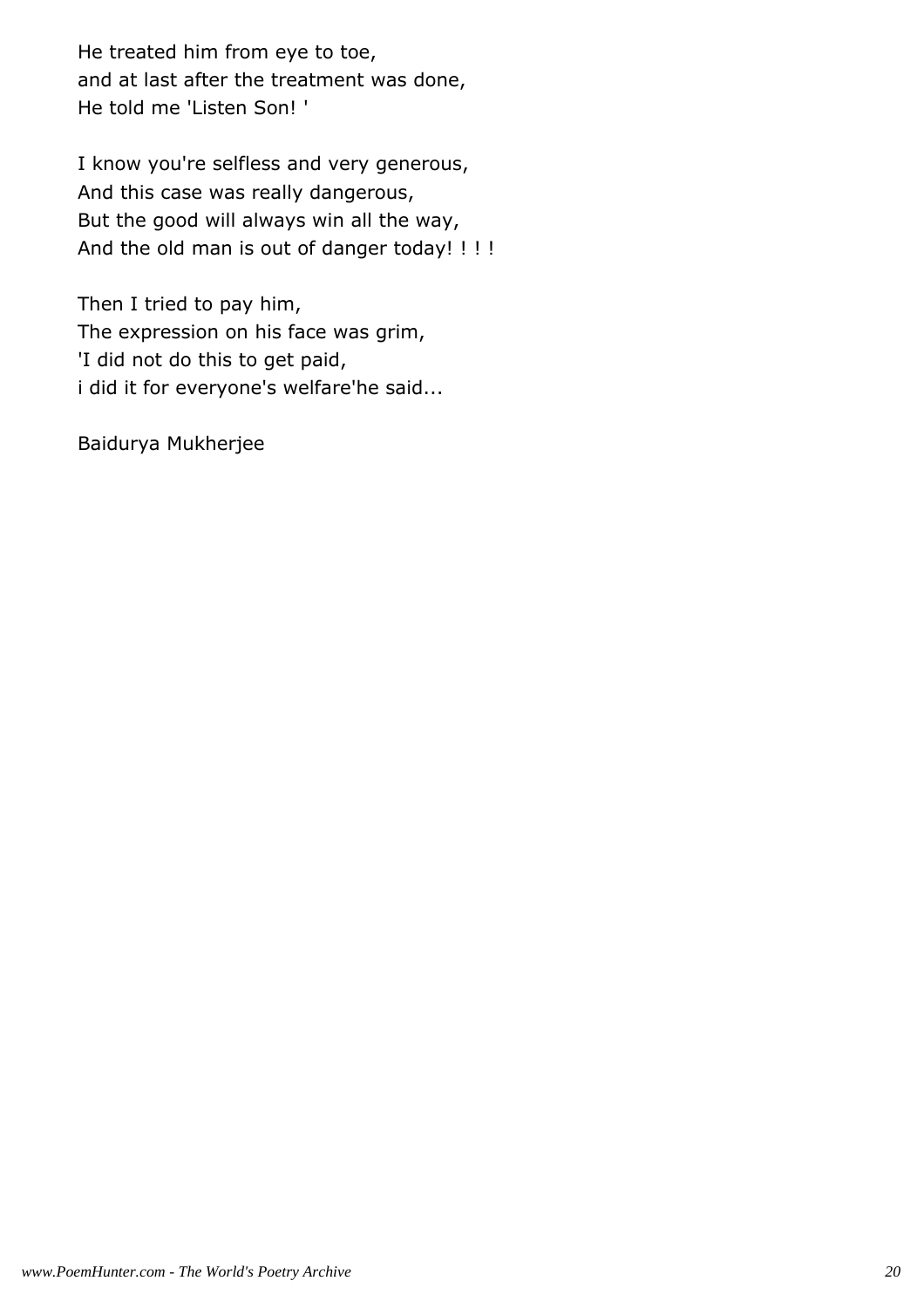He treated him from eye to toe,
and at last after the treatment was done,
He told me 'Listen Son! '

I know you're selfless and very generous,
And this case was really dangerous,
But the good will always win all the way,
And the old man is out of danger today! ! ! !

Then I tried to pay him,
The expression on his face was grim,
'I did not do this to get paid,
i did it for everyone's welfare'he said...

Baidurya Mukherjee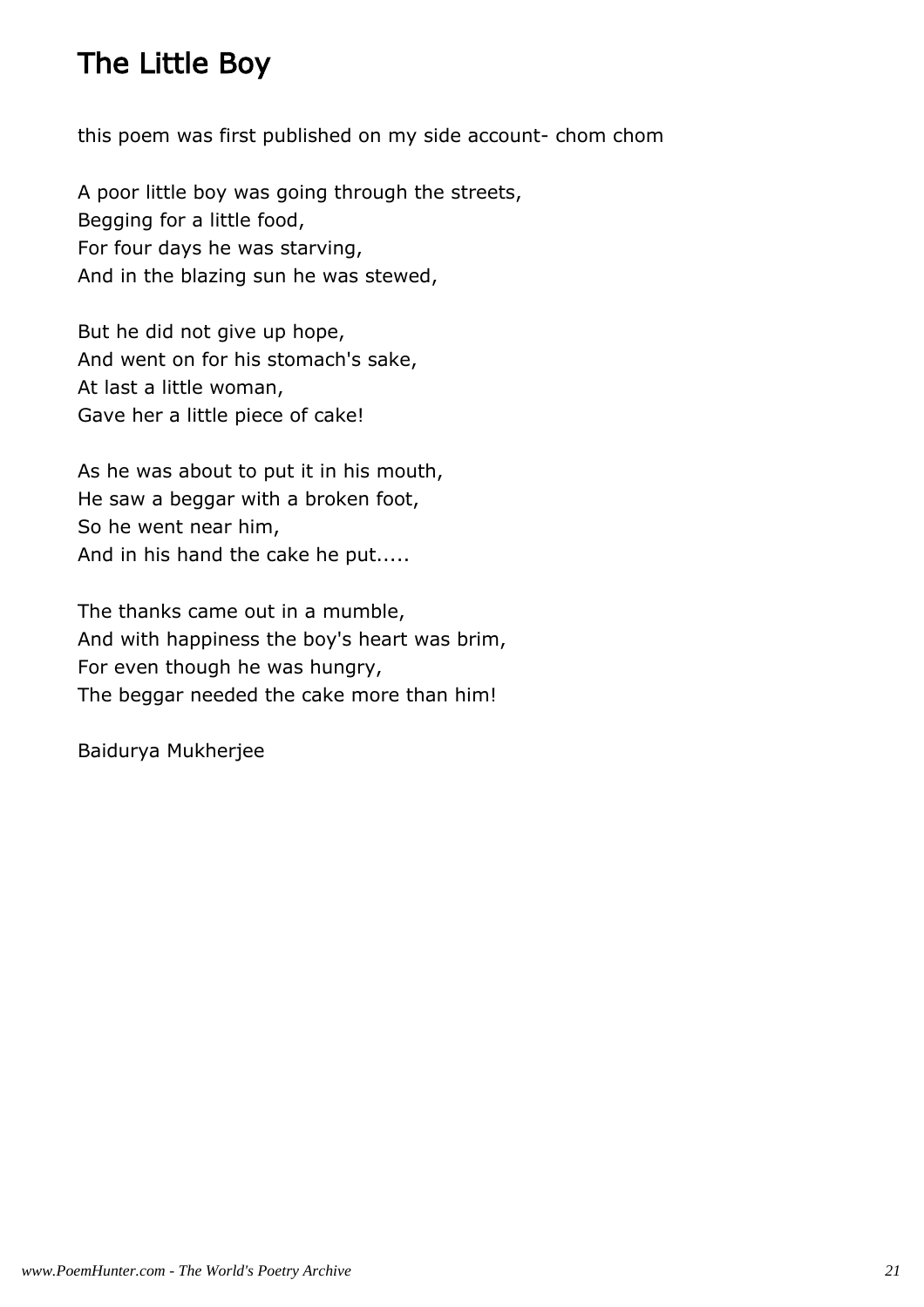# The Little Boy

this poem was first published on my side account- chom chom

A poor little boy was going through the streets,  
Begging for a little food,  
For four days he was starving,  
And in the blazing sun he was stewed,

But he did not give up hope,  
And went on for his stomach's sake,  
At last a little woman,  
Gave her a little piece of cake!

As he was about to put it in his mouth,  
He saw a beggar with a broken foot,  
So he went near him,  
And in his hand the cake he put.....

The thanks came out in a mumble,  
And with happiness the boy's heart was brim,  
For even though he was hungry,  
The beggar needed the cake more than him!

Baidurya Mukherjee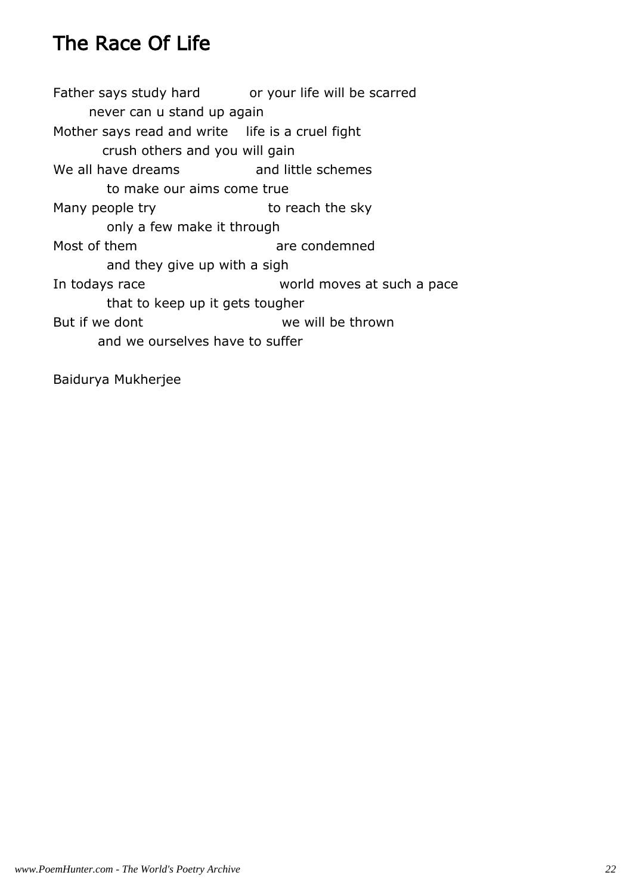# The Race Of Life

Father says study hard or your life will be scarred
never can u stand up again
Mother says read and write life is a cruel fight
crush others and you will gain
We all have dreams and little schemes
to make our aims come true
Many people try to reach the sky
only a few make it through
Most of them are condemned
and they give up with a sigh
In todays race world moves at such a pace
that to keep up it gets tougher
But if we dont we will be thrown
and we ourselves have to suffer

Baidurya Mukherjee